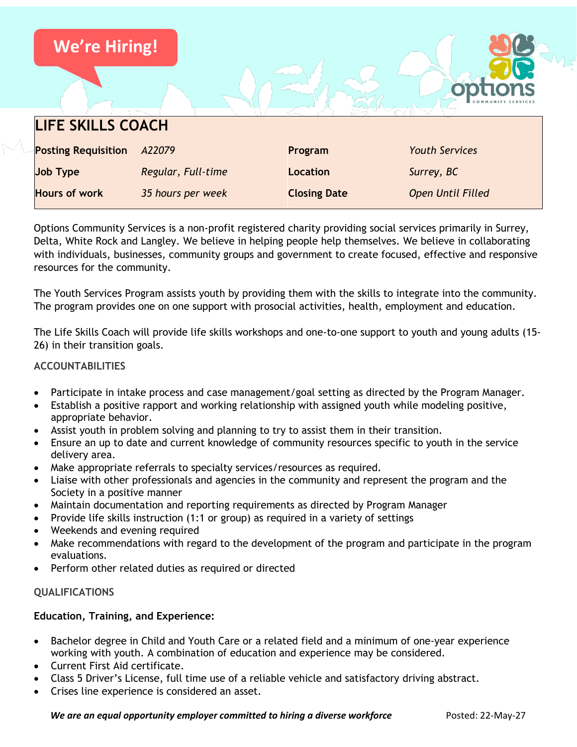We're Hiring!

# LIFE SKILLS COACH

| Posting Requisition | *A22079* | Program | *Youth Services* |
|---|---|---|---|
| Job Type | *Regular, Full-time* | Location | *Surrey, BC* |
| Hours of work | *35 hours per week* | Closing Date | *Open Until Filled* |

Options Community Services is a non-profit registered charity providing social services primarily in Surrey, Delta, White Rock and Langley. We believe in helping people help themselves. We believe in collaborating with individuals, businesses, community groups and government to create focused, effective and responsive resources for the community.

The Youth Services Program assists youth by providing them with the skills to integrate into the community. The program provides one on one support with prosocial activities, health, employment and education.

The Life Skills Coach will provide life skills workshops and one-to-one support to youth and young adults (15-26) in their transition goals.

## ACCOUNTABILITIES

- Participate in intake process and case management/goal setting as directed by the Program Manager.
- Establish a positive rapport and working relationship with assigned youth while modeling positive, appropriate behavior.
- Assist youth in problem solving and planning to try to assist them in their transition.
- Ensure an up to date and current knowledge of community resources specific to youth in the service delivery area.
- Make appropriate referrals to specialty services/resources as required.
- Liaise with other professionals and agencies in the community and represent the program and the Society in a positive manner
- Maintain documentation and reporting requirements as directed by Program Manager
- Provide life skills instruction (1:1 or group) as required in a variety of settings
- Weekends and evening required
- Make recommendations with regard to the development of the program and participate in the program evaluations.
- Perform other related duties as required or directed

## QUALIFICATIONS

### Education, Training, and Experience:

- Bachelor degree in Child and Youth Care or a related field and a minimum of one-year experience working with youth. A combination of education and experience may be considered.
- Current First Aid certificate.
- Class 5 Driver's License, full time use of a reliable vehicle and satisfactory driving abstract.
- Crises line experience is considered an asset.

***We are an equal opportunity employer committed to hiring a diverse workforce*** Posted: 22-May-27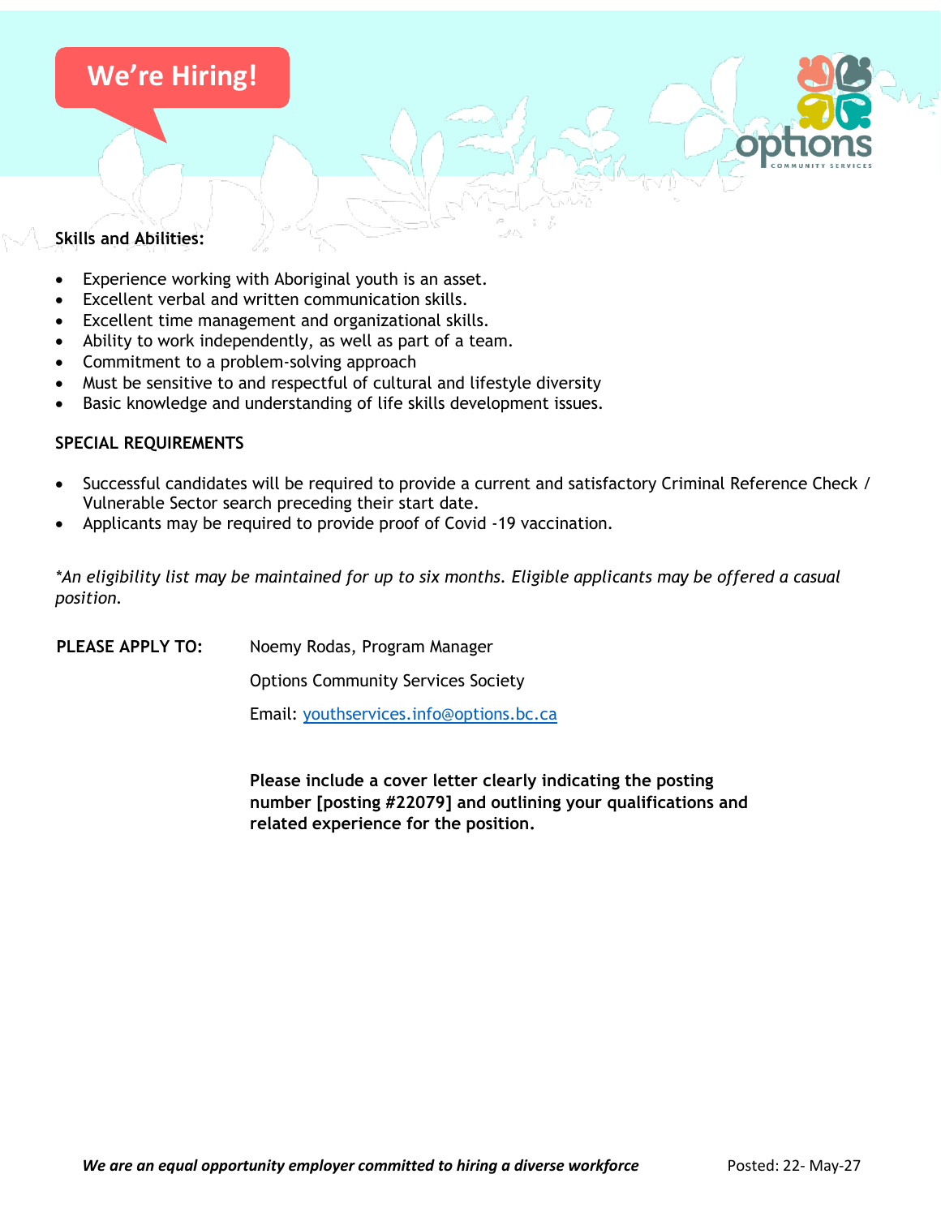We're Hiring!

**Skills and Abilities:**

- Experience working with Aboriginal youth is an asset.
- Excellent verbal and written communication skills.
- Excellent time management and organizational skills.
- Ability to work independently, as well as part of a team.
- Commitment to a problem-solving approach
- Must be sensitive to and respectful of cultural and lifestyle diversity
- Basic knowledge and understanding of life skills development issues.

**SPECIAL REQUIREMENTS**

- Successful candidates will be required to provide a current and satisfactory Criminal Reference Check / Vulnerable Sector search preceding their start date.
- Applicants may be required to provide proof of Covid -19 vaccination.

*\*An eligibility list may be maintained for up to six months. Eligible applicants may be offered a casual position.*

**PLEASE APPLY TO:** Noemy Rodas, Program Manager

Options Community Services Society

Email: youthservices.info@options.bc.ca

**Please include a cover letter clearly indicating the posting number [posting #22079] and outlining your qualifications and related experience for the position.**

***We are an equal opportunity employer committed to hiring a diverse workforce***

Posted: 22- May-27